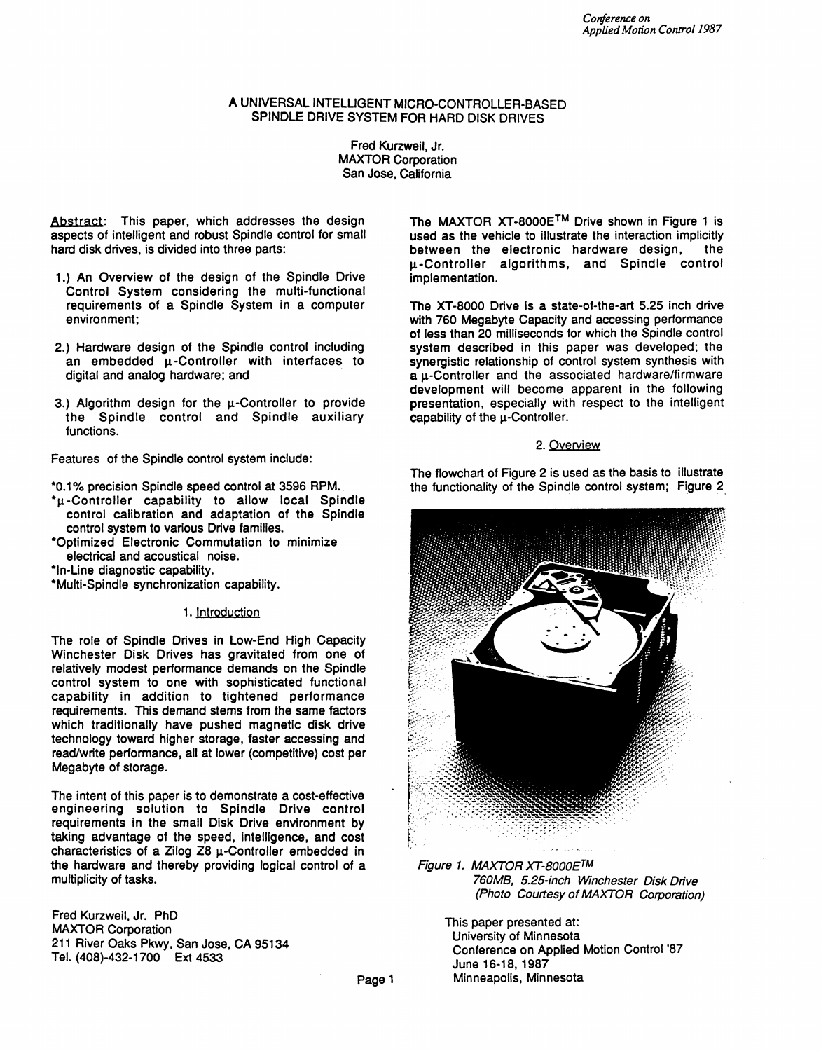# A UNIVERSAL INTELLIGENT MICRO-CONTROLLER-BASED SPINDLE DRIVE SYSTEM FOR HARD DISK DRIVES

Fred Kurzweil, Jr.
MAXTOR Corporation
San Jose, California

Abstract: This paper, which addresses the design aspects of intelligent and robust Spindle control for small hard disk drives, is divided into three parts:

1.) An Overview of the design of the Spindle Drive Control System considering the multi-functional requirements of a Spindle System in a computer environment;

2.) Hardware design of the Spindle control including an embedded μ-Controller with interfaces to digital and analog hardware; and

3.) Algorithm design for the μ-Controller to provide the Spindle control and Spindle auxiliary functions.

Features of the Spindle control system include:

*0.1% precision Spindle speed control at 3596 RPM.
*μ-Controller capability to allow local Spindle control calibration and adaptation of the Spindle control system to various Drive families.
*Optimized Electronic Commutation to minimize electrical and acoustical noise.
*In-Line diagnostic capability.
*Multi-Spindle synchronization capability.

## 1. Introduction

The role of Spindle Drives in Low-End High Capacity Winchester Disk Drives has gravitated from one of relatively modest performance demands on the Spindle control system to one with sophisticated functional capability in addition to tightened performance requirements. This demand stems from the same factors which traditionally have pushed magnetic disk drive technology toward higher storage, faster accessing and read/write performance, all at lower (competitive) cost per Megabyte of storage.

The intent of this paper is to demonstrate a cost-effective engineering solution to Spindle Drive control requirements in the small Disk Drive environment by taking advantage of the speed, intelligence, and cost characteristics of a Zilog Z8 μ-Controller embedded in the hardware and thereby providing logical control of a multiplicity of tasks.

Fred Kurzweil, Jr. PhD
MAXTOR Corporation
211 River Oaks Pkwy, San Jose, CA 95134
Tel. (408)-432-1700 Ext 4533

The MAXTOR XT-8000E™ Drive shown in Figure 1 is used as the vehicle to illustrate the interaction implicitly between the electronic hardware design, the μ-Controller algorithms, and Spindle control implementation.

The XT-8000 Drive is a state-of-the-art 5.25 inch drive with 760 Megabyte Capacity and accessing performance of less than 20 milliseconds for which the Spindle control system described in this paper was developed; the synergistic relationship of control system synthesis with a μ-Controller and the associated hardware/firmware development will become apparent in the following presentation, especially with respect to the intelligent capability of the μ-Controller.

## 2. Overview

The flowchart of Figure 2 is used as the basis to illustrate the functionality of the Spindle control system; Figure 2

*Figure 1. MAXTOR XT-8000E™ 760MB, 5.25-inch Winchester Disk Drive (Photo Courtesy of MAXTOR Corporation)*

This paper presented at:
University of Minnesota
Conference on Applied Motion Control '87
June 16-18, 1987
Minneapolis, Minnesota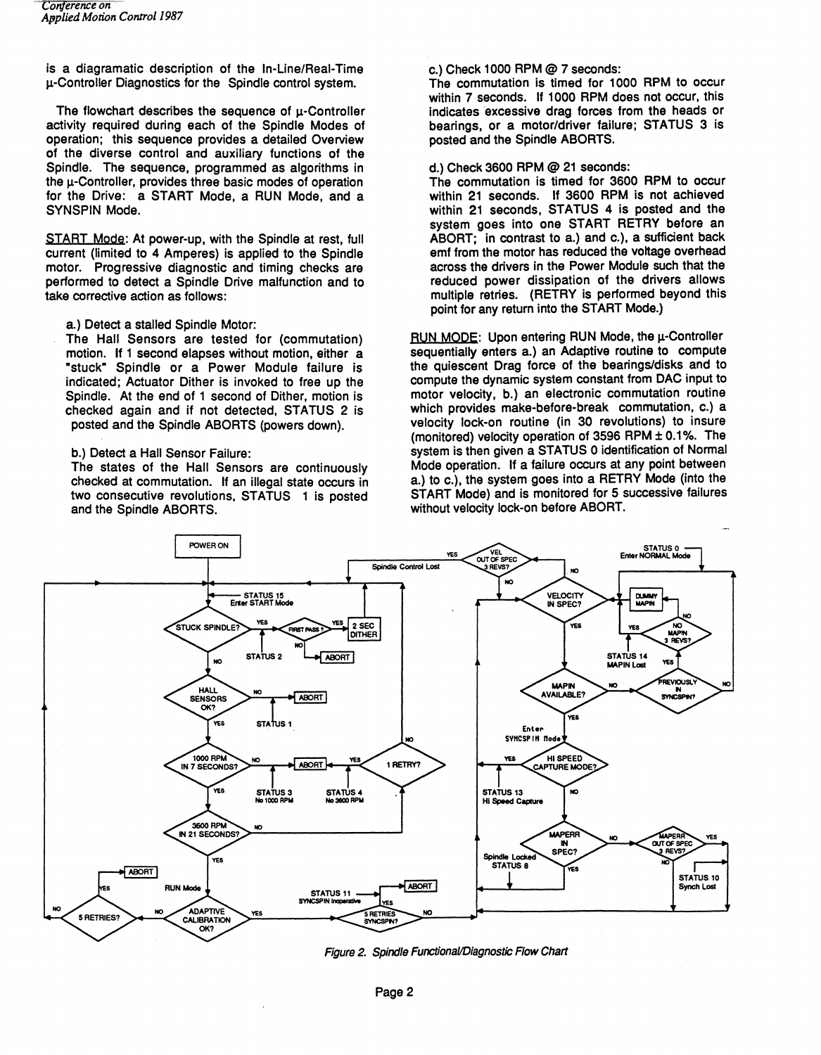is a diagramatic description of the In-Line/Real-Time μ-Controller Diagnostics for the Spindle control system.

The flowchart describes the sequence of μ-Controller activity required during each of the Spindle Modes of operation; this sequence provides a detailed Overview of the diverse control and auxiliary functions of the Spindle. The sequence, programmed as algorithms in the μ-Controller, provides three basic modes of operation for the Drive: a START Mode, a RUN Mode, and a SYNSPIN Mode.

START Mode: At power-up, with the Spindle at rest, full current (limited to 4 Amperes) is applied to the Spindle motor. Progressive diagnostic and timing checks are performed to detect a Spindle Drive malfunction and to take corrective action as follows:

a.) Detect a stalled Spindle Motor:
The Hall Sensors are tested for (commutation) motion. If 1 second elapses without motion, either a "stuck" Spindle or a Power Module failure is indicated; Actuator Dither is invoked to free up the Spindle. At the end of 1 second of Dither, motion is checked again and if not detected, STATUS 2 is posted and the Spindle ABORTS (powers down).

b.) Detect a Hall Sensor Failure:
The states of the Hall Sensors are continuously checked at commutation. If an illegal state occurs in two consecutive revolutions, STATUS 1 is posted and the Spindle ABORTS.

c.) Check 1000 RPM @ 7 seconds:
The commutation is timed for 1000 RPM to occur within 7 seconds. If 1000 RPM does not occur, this indicates excessive drag forces from the heads or bearings, or a motor/driver failure; STATUS 3 is posted and the Spindle ABORTS.

d.) Check 3600 RPM @ 21 seconds:
The commutation is timed for 3600 RPM to occur within 21 seconds. If 3600 RPM is not achieved within 21 seconds, STATUS 4 is posted and the system goes into one START RETRY before an ABORT; in contrast to a.) and c.), a sufficient back emf from the motor has reduced the voltage overhead across the drivers in the Power Module such that the reduced power dissipation of the drivers allows multiple retries. (RETRY is performed beyond this point for any return into the START Mode.)

RUN MODE: Upon entering RUN Mode, the μ-Controller sequentially enters a.) an Adaptive routine to compute the quiescent Drag force of the bearings/disks and to compute the dynamic system constant from DAC input to motor velocity, b.) an electronic commutation routine which provides make-before-break commutation, c.) a velocity lock-on routine (in 30 revolutions) to insure (monitored) velocity operation of 3596 RPM ± 0.1%. The system is then given a STATUS 0 identification of Normal Mode operation. If a failure occurs at any point between a.) to c.), the system goes into a RETRY Mode (into the START Mode) and is monitored for 5 successive failures without velocity lock-on before ABORT.

*Figure 2. Spindle Functional/Diagnostic Flow Chart*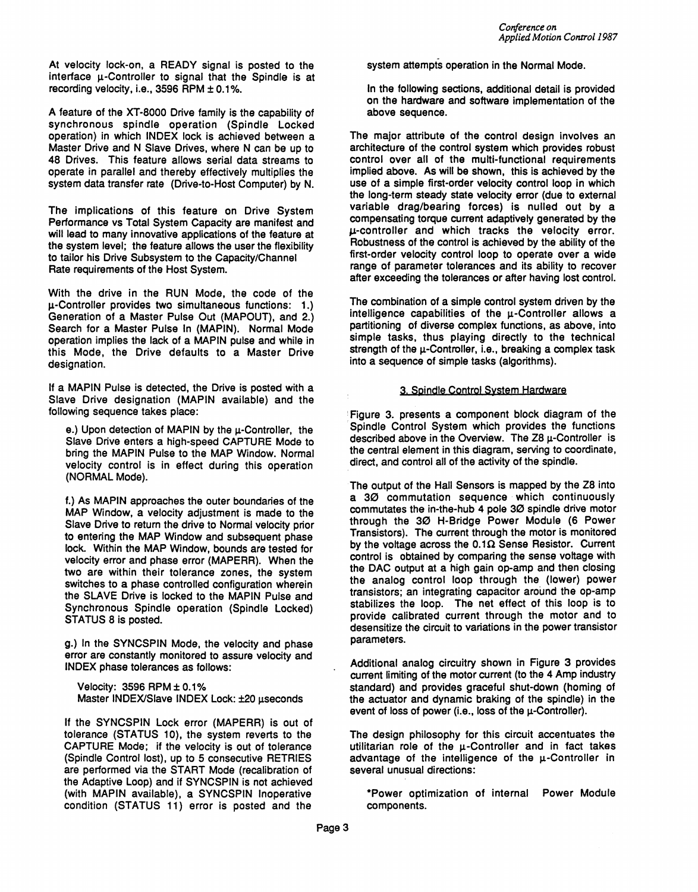At velocity lock-on, a READY signal is posted to the interface μ-Controller to signal that the Spindle is at recording velocity, i.e., 3596 RPM ± 0.1%.

A feature of the XT-8000 Drive family is the capability of synchronous spindle operation (Spindle Locked operation) in which INDEX lock is achieved between a Master Drive and N Slave Drives, where N can be up to 48 Drives. This feature allows serial data streams to operate in parallel and thereby effectively multiplies the system data transfer rate (Drive-to-Host Computer) by N.

The implications of this feature on Drive System Performance vs Total System Capacity are manifest and will lead to many innovative applications of the feature at the system level; the feature allows the user the flexibility to tailor his Drive Subsystem to the Capacity/Channel Rate requirements of the Host System.

With the drive in the RUN Mode, the code of the μ-Controller provides two simultaneous functions: 1.) Generation of a Master Pulse Out (MAPOUT), and 2.) Search for a Master Pulse In (MAPIN). Normal Mode operation implies the lack of a MAPIN pulse and while in this Mode, the Drive defaults to a Master Drive designation.

If a MAPIN Pulse is detected, the Drive is posted with a Slave Drive designation (MAPIN available) and the following sequence takes place:

e.) Upon detection of MAPIN by the μ-Controller, the Slave Drive enters a high-speed CAPTURE Mode to bring the MAPIN Pulse to the MAP Window. Normal velocity control is in effect during this operation (NORMAL Mode).

f.) As MAPIN approaches the outer boundaries of the MAP Window, a velocity adjustment is made to the Slave Drive to return the drive to Normal velocity prior to entering the MAP Window and subsequent phase lock. Within the MAP Window, bounds are tested for velocity error and phase error (MAPERR). When the two are within their tolerance zones, the system switches to a phase controlled configuration wherein the SLAVE Drive is locked to the MAPIN Pulse and Synchronous Spindle operation (Spindle Locked) STATUS 8 is posted.

g.) In the SYNCSPIN Mode, the velocity and phase error are constantly monitored to assure velocity and INDEX phase tolerances as follows:

Velocity: 3596 RPM ± 0.1%
Master INDEX/Slave INDEX Lock: ±20 μseconds

If the SYNCSPIN Lock error (MAPERR) is out of tolerance (STATUS 10), the system reverts to the CAPTURE Mode; if the velocity is out of tolerance (Spindle Control lost), up to 5 consecutive RETRIES are performed via the START Mode (recalibration of the Adaptive Loop) and if SYNCSPIN is not achieved (with MAPIN available), a SYNCSPIN Inoperative condition (STATUS 11) error is posted and the system attempts operation in the Normal Mode.

In the following sections, additional detail is provided on the hardware and software implementation of the above sequence.

The major attribute of the control design involves an architecture of the control system which provides robust control over all of the multi-functional requirements implied above. As will be shown, this is achieved by the use of a simple first-order velocity control loop in which the long-term steady state velocity error (due to external variable drag/bearing forces) is nulled out by a compensating torque current adaptively generated by the μ-controller and which tracks the velocity error. Robustness of the control is achieved by the ability of the first-order velocity control loop to operate over a wide range of parameter tolerances and its ability to recover after exceeding the tolerances or after having lost control.

The combination of a simple control system driven by the intelligence capabilities of the μ-Controller allows a partitioning of diverse complex functions, as above, into simple tasks, thus playing directly to the technical strength of the μ-Controller, i.e., breaking a complex task into a sequence of simple tasks (algorithms).

## 3. Spindle Control System Hardware

Figure 3. presents a component block diagram of the Spindle Control System which provides the functions described above in the Overview. The Z8 μ-Controller is the central element in this diagram, serving to coordinate, direct, and control all of the activity of the spindle.

The output of the Hall Sensors is mapped by the Z8 into a 3Ø commutation sequence which continuously commutates the in-the-hub 4 pole 3Ø spindle drive motor through the 3Ø H-Bridge Power Module (6 Power Transistors). The current through the motor is monitored by the voltage across the 0.1Ω Sense Resistor. Current control is obtained by comparing the sense voltage with the DAC output at a high gain op-amp and then closing the analog control loop through the (lower) power transistors; an integrating capacitor around the op-amp stabilizes the loop. The net effect of this loop is to provide calibrated current through the motor and to desensitize the circuit to variations in the power transistor parameters.

Additional analog circuitry shown in Figure 3 provides current limiting of the motor current (to the 4 Amp industry standard) and provides graceful shut-down (homing of the actuator and dynamic braking of the spindle) in the event of loss of power (i.e., loss of the μ-Controller).

The design philosophy for this circuit accentuates the utilitarian role of the μ-Controller and in fact takes advantage of the intelligence of the μ-Controller in several unusual directions:

*Power optimization of internal Power Module components.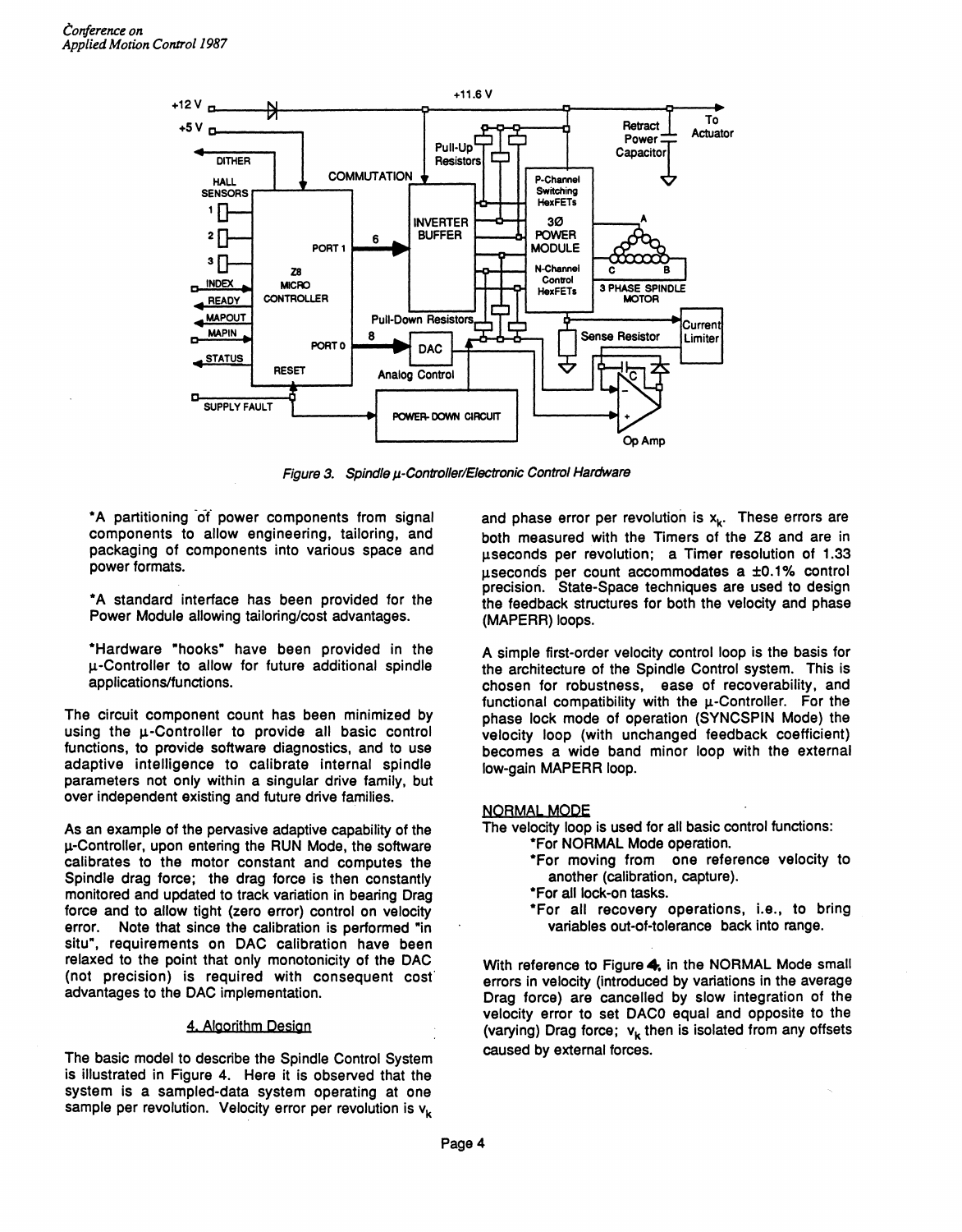Figure 3. Spindle μ-Controller/Electronic Control Hardware

*A partitioning of power components from signal components to allow engineering, tailoring, and packaging of components into various space and power formats.

*A standard interface has been provided for the Power Module allowing tailoring/cost advantages.

*Hardware "hooks" have been provided in the μ-Controller to allow for future additional spindle applications/functions.

The circuit component count has been minimized by using the μ-Controller to provide all basic control functions, to provide software diagnostics, and to use adaptive intelligence to calibrate internal spindle parameters not only within a singular drive family, but over independent existing and future drive families.

As an example of the pervasive adaptive capability of the μ-Controller, upon entering the RUN Mode, the software calibrates to the motor constant and computes the Spindle drag force; the drag force is then constantly monitored and updated to track variation in bearing Drag force and to allow tight (zero error) control on velocity error. Note that since the calibration is performed "in situ", requirements on DAC calibration have been relaxed to the point that only monotonicity of the DAC (not precision) is required with consequent cost advantages to the DAC implementation.

## 4. Algorithm Design

The basic model to describe the Spindle Control System is illustrated in Figure 4. Here it is observed that the system is a sampled-data system operating at one sample per revolution. Velocity error per revolution is $v_k$ and phase error per revolution is $x_k$. These errors are both measured with the Timers of the Z8 and are in μseconds per revolution; a Timer resolution of 1.33 μseconds per count accommodates a ±0.1% control precision. State-Space techniques are used to design the feedback structures for both the velocity and phase (MAPERR) loops.

A simple first-order velocity control loop is the basis for the architecture of the Spindle Control system. This is chosen for robustness, ease of recoverability, and functional compatibility with the μ-Controller. For the phase lock mode of operation (SYNCSPIN Mode) the velocity loop (with unchanged feedback coefficient) becomes a wide band minor loop with the external low-gain MAPERR loop.

### NORMAL MODE

The velocity loop is used for all basic control functions:

- *For NORMAL Mode operation.
- *For moving from one reference velocity to another (calibration, capture).
- *For all lock-on tasks.
- *For all recovery operations, i.e., to bring variables out-of-tolerance back into range.

With reference to Figure 4, in the NORMAL Mode small errors in velocity (introduced by variations in the average Drag force) are cancelled by slow integration of the velocity error to set DAC0 equal and opposite to the (varying) Drag force; $v_k$ then is isolated from any offsets caused by external forces.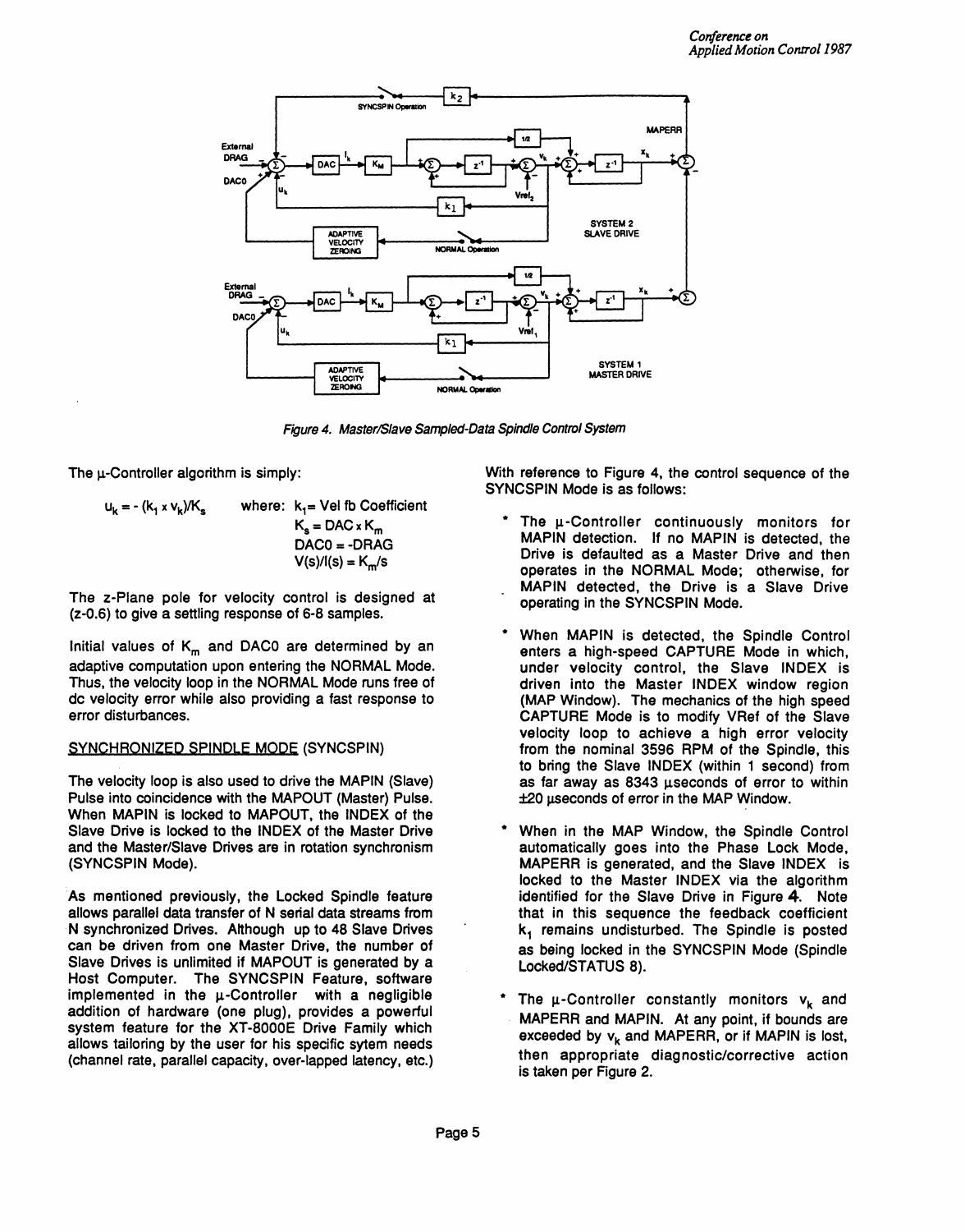*Figure 4. Master/Slave Sampled-Data Spindle Control System*

The μ-Controller algorithm is simply:

$$u_k = -(k_1 \times v_k)/K_s \qquad \text{where: } k_1 = \text{Vel fb Coefficient}$$
$$K_s = \text{DAC} \times K_m$$
$$\text{DAC0} = \text{-DRAG}$$
$$V(s)/I(s) = K_m/s$$

The z-Plane pole for velocity control is designed at (z-0.6) to give a settling response of 6-8 samples.

Initial values of $K_m$ and DAC0 are determined by an adaptive computation upon entering the NORMAL Mode. Thus, the velocity loop in the NORMAL Mode runs free of dc velocity error while also providing a fast response to error disturbances.

SYNCHRONIZED SPINDLE MODE (SYNCSPIN)

The velocity loop is also used to drive the MAPIN (Slave) Pulse into coincidence with the MAPOUT (Master) Pulse. When MAPIN is locked to MAPOUT, the INDEX of the Slave Drive is locked to the INDEX of the Master Drive and the Master/Slave Drives are in rotation synchronism (SYNCSPIN Mode).

As mentioned previously, the Locked Spindle feature allows parallel data transfer of N serial data streams from N synchronized Drives. Although up to 48 Slave Drives can be driven from one Master Drive, the number of Slave Drives is unlimited if MAPOUT is generated by a Host Computer. The SYNCSPIN Feature, software implemented in the μ-Controller with a negligible addition of hardware (one plug), provides a powerful system feature for the XT-8000E Drive Family which allows tailoring by the user for his specific sytem needs (channel rate, parallel capacity, over-lapped latency, etc.)

With reference to Figure 4, the control sequence of the SYNCSPIN Mode is as follows:

* The μ-Controller continuously monitors for MAPIN detection. If no MAPIN is detected, the Drive is defaulted as a Master Drive and then operates in the NORMAL Mode; otherwise, for MAPIN detected, the Drive is a Slave Drive operating in the SYNCSPIN Mode.

* When MAPIN is detected, the Spindle Control enters a high-speed CAPTURE Mode in which, under velocity control, the Slave INDEX is driven into the Master INDEX window region (MAP Window). The mechanics of the high speed CAPTURE Mode is to modify VRef of the Slave velocity loop to achieve a high error velocity from the nominal 3596 RPM of the Spindle, this to bring the Slave INDEX (within 1 second) from as far away as 8343 μseconds of error to within ±20 μseconds of error in the MAP Window.

* When in the MAP Window, the Spindle Control automatically goes into the Phase Lock Mode, MAPERR is generated, and the Slave INDEX is locked to the Master INDEX via the algorithm identified for the Slave Drive in Figure 4. Note that in this sequence the feedback coefficient $k_1$ remains undisturbed. The Spindle is posted as being locked in the SYNCSPIN Mode (Spindle Locked/STATUS 8).

* The μ-Controller constantly monitors $v_k$ and MAPERR and MAPIN. At any point, if bounds are exceeded by $v_k$ and MAPERR, or if MAPIN is lost, then appropriate diagnostic/corrective action is taken per Figure 2.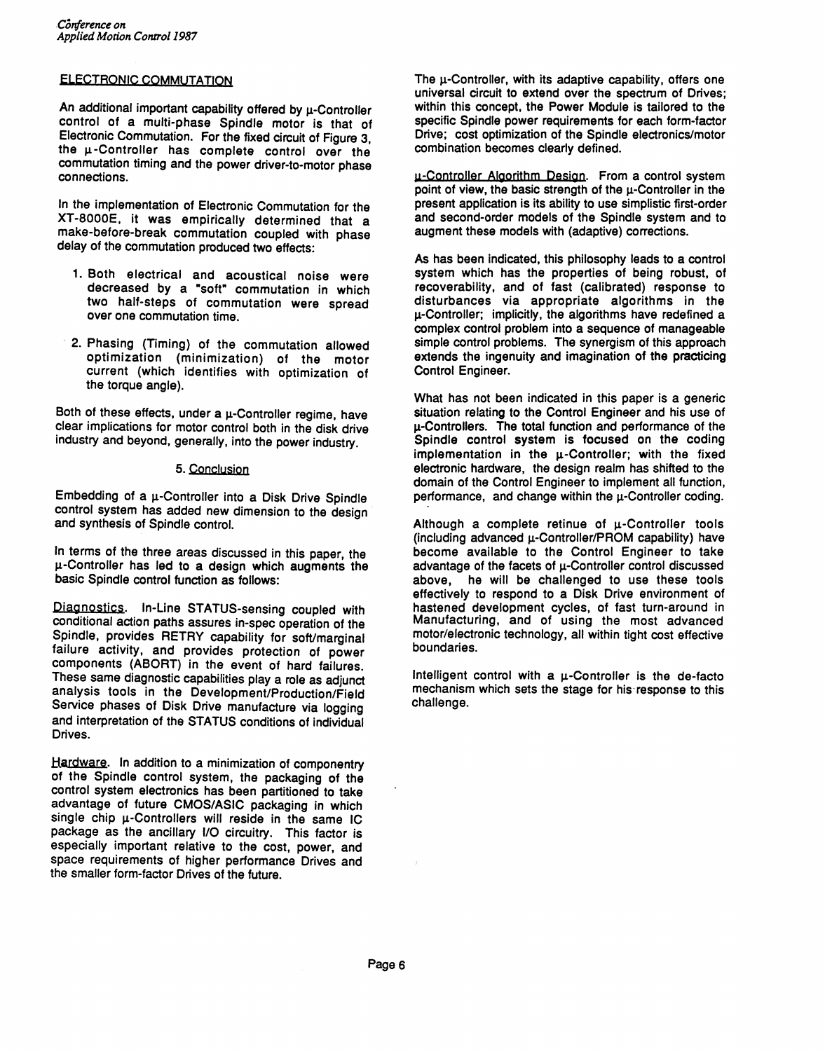ELECTRONIC COMMUTATION

An additional important capability offered by μ-Controller control of a multi-phase Spindle motor is that of Electronic Commutation. For the fixed circuit of Figure 3, the μ-Controller has complete control over the commutation timing and the power driver-to-motor phase connections.

In the implementation of Electronic Commutation for the XT-8000E, it was empirically determined that a make-before-break commutation coupled with phase delay of the commutation produced two effects:

1. Both electrical and acoustical noise were decreased by a "soft" commutation in which two half-steps of commutation were spread over one commutation time.

2. Phasing (Timing) of the commutation allowed optimization (minimization) of the motor current (which identifies with optimization of the torque angle).

Both of these effects, under a μ-Controller regime, have clear implications for motor control both in the disk drive industry and beyond, generally, into the power industry.

## 5. Conclusion

Embedding of a μ-Controller into a Disk Drive Spindle control system has added new dimension to the design and synthesis of Spindle control.

In terms of the three areas discussed in this paper, the μ-Controller has led to a design which augments the basic Spindle control function as follows:

Diagnostics. In-Line STATUS-sensing coupled with conditional action paths assures in-spec operation of the Spindle, provides RETRY capability for soft/marginal failure activity, and provides protection of power components (ABORT) in the event of hard failures. These same diagnostic capabilities play a role as adjunct analysis tools in the Development/Production/Field Service phases of Disk Drive manufacture via logging and interpretation of the STATUS conditions of individual Drives.

Hardware. In addition to a minimization of componentry of the Spindle control system, the packaging of the control system electronics has been partitioned to take advantage of future CMOS/ASIC packaging in which single chip μ-Controllers will reside in the same IC package as the ancillary I/O circuitry. This factor is especially important relative to the cost, power, and space requirements of higher performance Drives and the smaller form-factor Drives of the future.

The μ-Controller, with its adaptive capability, offers one universal circuit to extend over the spectrum of Drives; within this concept, the Power Module is tailored to the specific Spindle power requirements for each form-factor Drive; cost optimization of the Spindle electronics/motor combination becomes clearly defined.

μ-Controller Algorithm Design. From a control system point of view, the basic strength of the μ-Controller in the present application is its ability to use simplistic first-order and second-order models of the Spindle system and to augment these models with (adaptive) corrections.

As has been indicated, this philosophy leads to a control system which has the properties of being robust, of recoverability, and of fast (calibrated) response to disturbances via appropriate algorithms in the μ-Controller; implicitly, the algorithms have redefined a complex control problem into a sequence of manageable simple control problems. The synergism of this approach extends the ingenuity and imagination of the practicing Control Engineer.

What has not been indicated in this paper is a generic situation relating to the Control Engineer and his use of μ-Controllers. The total function and performance of the Spindle control system is focused on the coding implementation in the μ-Controller; with the fixed electronic hardware, the design realm has shifted to the domain of the Control Engineer to implement all function, performance, and change within the μ-Controller coding.

Although a complete retinue of μ-Controller tools (including advanced μ-Controller/PROM capability) have become available to the Control Engineer to take advantage of the facets of μ-Controller control discussed above, he will be challenged to use these tools effectively to respond to a Disk Drive environment of hastened development cycles, of fast turn-around in Manufacturing, and of using the most advanced motor/electronic technology, all within tight cost effective boundaries.

Intelligent control with a μ-Controller is the de-facto mechanism which sets the stage for his response to this challenge.